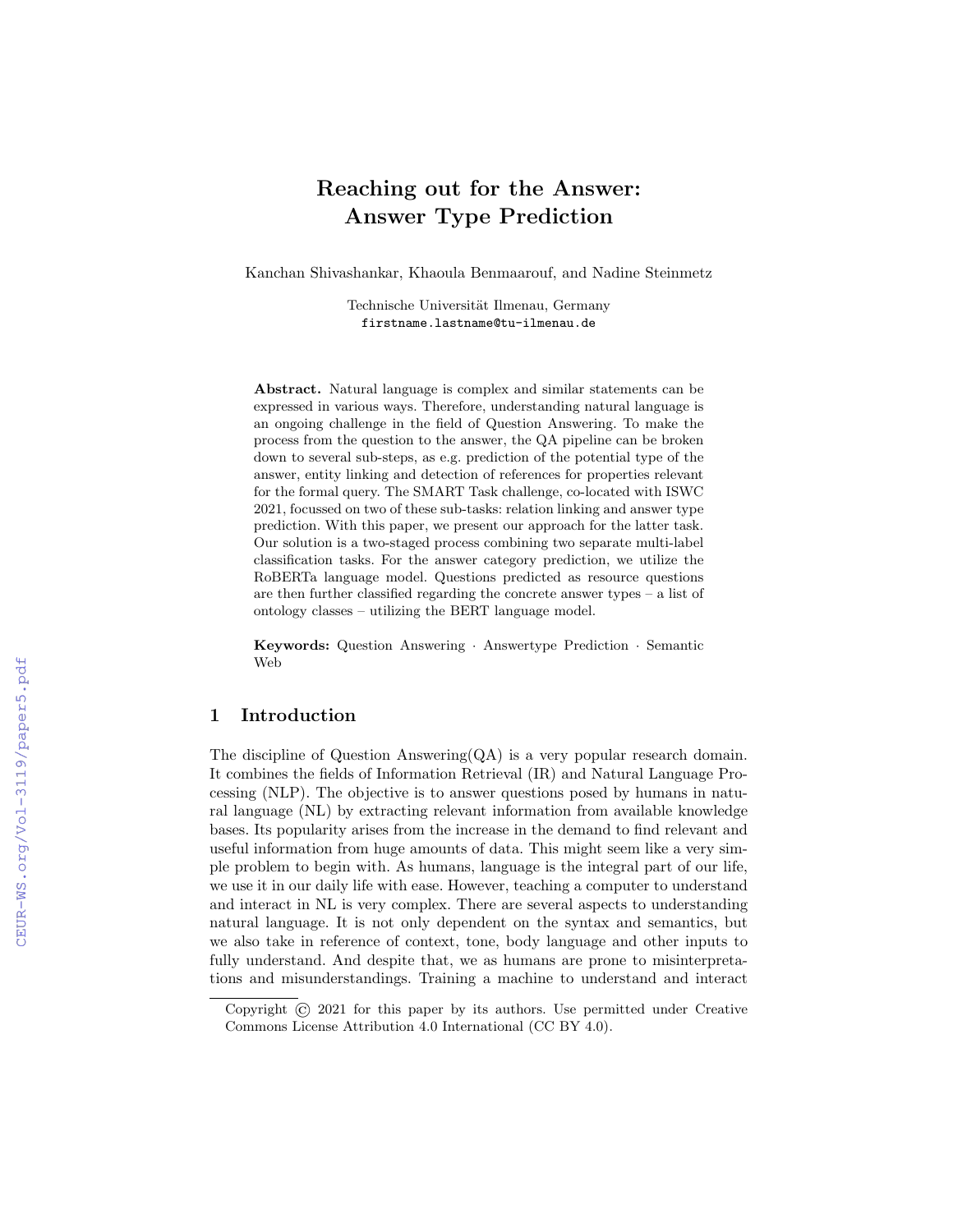# Reaching out for the Answer: Answer Type Prediction

Kanchan Shivashankar, Khaoula Benmaarouf, and Nadine Steinmetz

Technische Universität Ilmenau, Germany
firstname.lastname@tu-ilmenau.de

**Abstract.** Natural language is complex and similar statements can be expressed in various ways. Therefore, understanding natural language is an ongoing challenge in the field of Question Answering. To make the process from the question to the answer, the QA pipeline can be broken down to several sub-steps, as e.g. prediction of the potential type of the answer, entity linking and detection of references for properties relevant for the formal query. The SMART Task challenge, co-located with ISWC 2021, focussed on two of these sub-tasks: relation linking and answer type prediction. With this paper, we present our approach for the latter task. Our solution is a two-staged process combining two separate multi-label classification tasks. For the answer category prediction, we utilize the RoBERTa language model. Questions predicted as resource questions are then further classified regarding the concrete answer types – a list of ontology classes – utilizing the BERT language model.

**Keywords:** Question Answering · Answertype Prediction · Semantic Web

## 1 Introduction

The discipline of Question Answering(QA) is a very popular research domain. It combines the fields of Information Retrieval (IR) and Natural Language Processing (NLP). The objective is to answer questions posed by humans in natural language (NL) by extracting relevant information from available knowledge bases. Its popularity arises from the increase in the demand to find relevant and useful information from huge amounts of data. This might seem like a very simple problem to begin with. As humans, language is the integral part of our life, we use it in our daily life with ease. However, teaching a computer to understand and interact in NL is very complex. There are several aspects to understanding natural language. It is not only dependent on the syntax and semantics, but we also take in reference of context, tone, body language and other inputs to fully understand. And despite that, we as humans are prone to misinterpretations and misunderstandings. Training a machine to understand and interact

Copyright © 2021 for this paper by its authors. Use permitted under Creative Commons License Attribution 4.0 International (CC BY 4.0).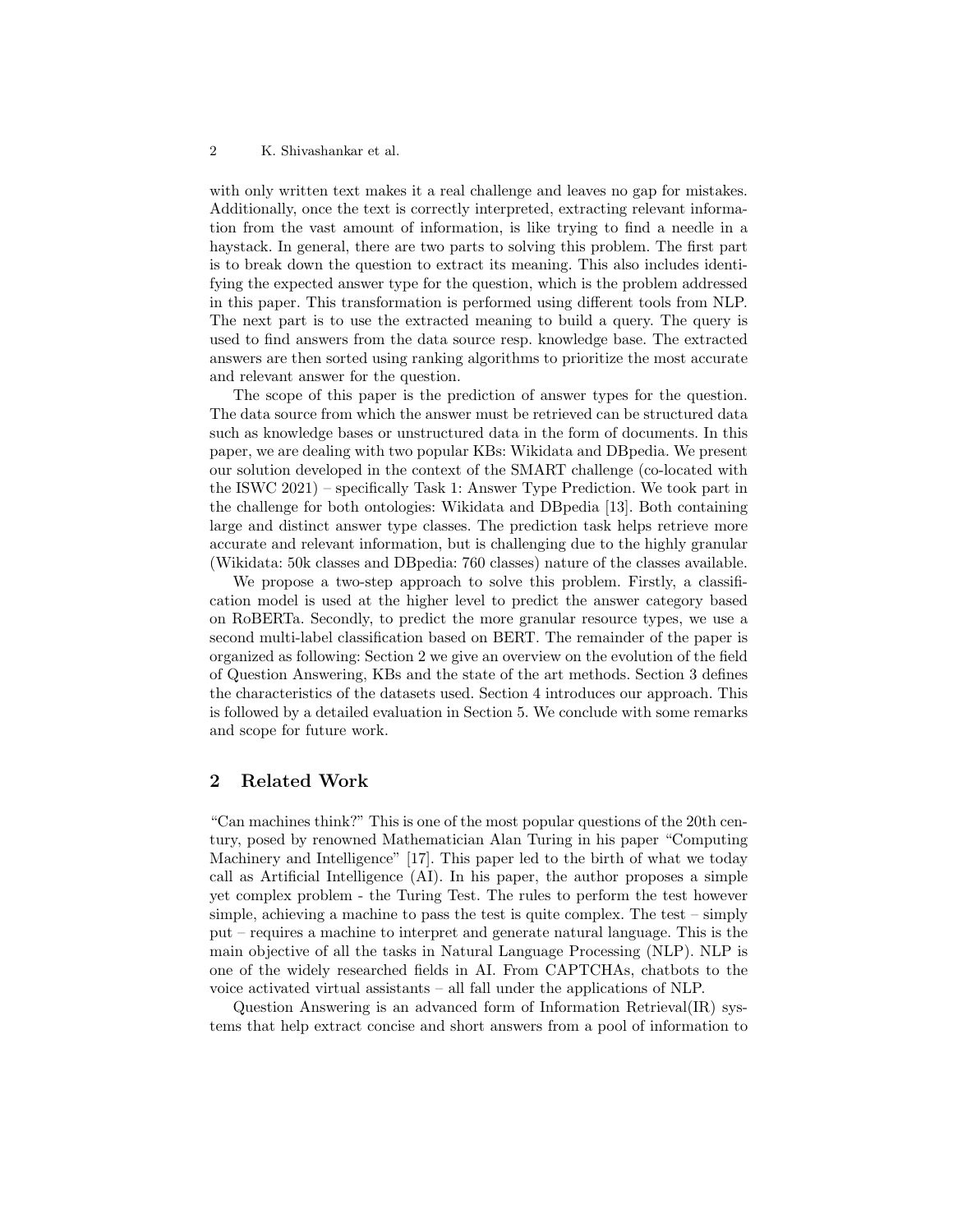with only written text makes it a real challenge and leaves no gap for mistakes. Additionally, once the text is correctly interpreted, extracting relevant information from the vast amount of information, is like trying to find a needle in a haystack. In general, there are two parts to solving this problem. The first part is to break down the question to extract its meaning. This also includes identifying the expected answer type for the question, which is the problem addressed in this paper. This transformation is performed using different tools from NLP. The next part is to use the extracted meaning to build a query. The query is used to find answers from the data source resp. knowledge base. The extracted answers are then sorted using ranking algorithms to prioritize the most accurate and relevant answer for the question.

The scope of this paper is the prediction of answer types for the question. The data source from which the answer must be retrieved can be structured data such as knowledge bases or unstructured data in the form of documents. In this paper, we are dealing with two popular KBs: Wikidata and DBpedia. We present our solution developed in the context of the SMART challenge (co-located with the ISWC 2021) – specifically Task 1: Answer Type Prediction. We took part in the challenge for both ontologies: Wikidata and DBpedia [13]. Both containing large and distinct answer type classes. The prediction task helps retrieve more accurate and relevant information, but is challenging due to the highly granular (Wikidata: 50k classes and DBpedia: 760 classes) nature of the classes available.

We propose a two-step approach to solve this problem. Firstly, a classification model is used at the higher level to predict the answer category based on RoBERTa. Secondly, to predict the more granular resource types, we use a second multi-label classification based on BERT. The remainder of the paper is organized as following: Section 2 we give an overview on the evolution of the field of Question Answering, KBs and the state of the art methods. Section 3 defines the characteristics of the datasets used. Section 4 introduces our approach. This is followed by a detailed evaluation in Section 5. We conclude with some remarks and scope for future work.

## 2 Related Work

"Can machines think?" This is one of the most popular questions of the 20th century, posed by renowned Mathematician Alan Turing in his paper "Computing Machinery and Intelligence" [17]. This paper led to the birth of what we today call as Artificial Intelligence (AI). In his paper, the author proposes a simple yet complex problem - the Turing Test. The rules to perform the test however simple, achieving a machine to pass the test is quite complex. The test – simply put – requires a machine to interpret and generate natural language. This is the main objective of all the tasks in Natural Language Processing (NLP). NLP is one of the widely researched fields in AI. From CAPTCHAs, chatbots to the voice activated virtual assistants – all fall under the applications of NLP.

Question Answering is an advanced form of Information Retrieval(IR) systems that help extract concise and short answers from a pool of information to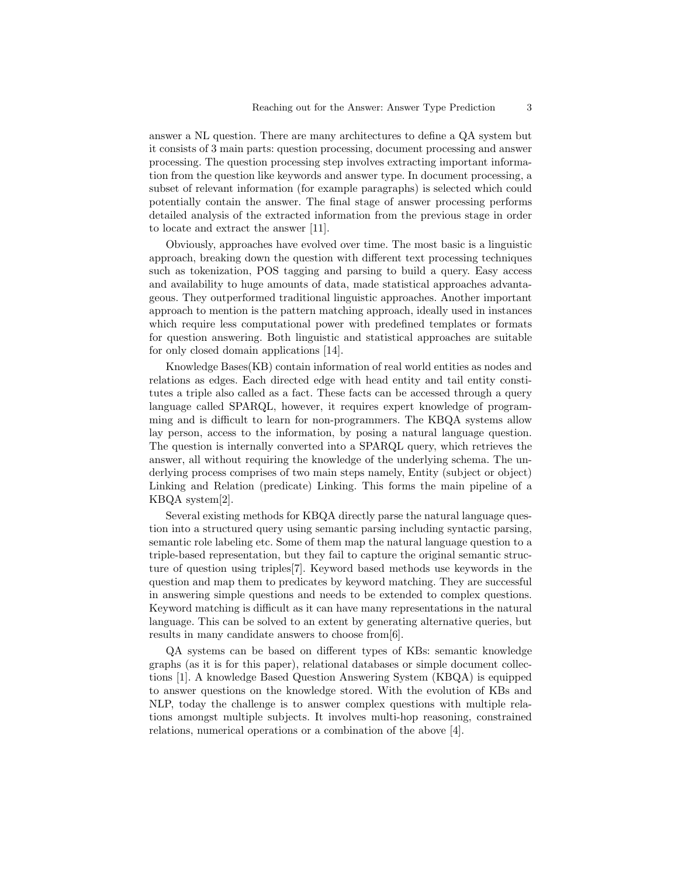answer a NL question. There are many architectures to define a QA system but it consists of 3 main parts: question processing, document processing and answer processing. The question processing step involves extracting important information from the question like keywords and answer type. In document processing, a subset of relevant information (for example paragraphs) is selected which could potentially contain the answer. The final stage of answer processing performs detailed analysis of the extracted information from the previous stage in order to locate and extract the answer [11].

Obviously, approaches have evolved over time. The most basic is a linguistic approach, breaking down the question with different text processing techniques such as tokenization, POS tagging and parsing to build a query. Easy access and availability to huge amounts of data, made statistical approaches advantageous. They outperformed traditional linguistic approaches. Another important approach to mention is the pattern matching approach, ideally used in instances which require less computational power with predefined templates or formats for question answering. Both linguistic and statistical approaches are suitable for only closed domain applications [14].

Knowledge Bases(KB) contain information of real world entities as nodes and relations as edges. Each directed edge with head entity and tail entity constitutes a triple also called as a fact. These facts can be accessed through a query language called SPARQL, however, it requires expert knowledge of programming and is difficult to learn for non-programmers. The KBQA systems allow lay person, access to the information, by posing a natural language question. The question is internally converted into a SPARQL query, which retrieves the answer, all without requiring the knowledge of the underlying schema. The underlying process comprises of two main steps namely, Entity (subject or object) Linking and Relation (predicate) Linking. This forms the main pipeline of a KBQA system[2].

Several existing methods for KBQA directly parse the natural language question into a structured query using semantic parsing including syntactic parsing, semantic role labeling etc. Some of them map the natural language question to a triple-based representation, but they fail to capture the original semantic structure of question using triples[7]. Keyword based methods use keywords in the question and map them to predicates by keyword matching. They are successful in answering simple questions and needs to be extended to complex questions. Keyword matching is difficult as it can have many representations in the natural language. This can be solved to an extent by generating alternative queries, but results in many candidate answers to choose from[6].

QA systems can be based on different types of KBs: semantic knowledge graphs (as it is for this paper), relational databases or simple document collections [1]. A knowledge Based Question Answering System (KBQA) is equipped to answer questions on the knowledge stored. With the evolution of KBs and NLP, today the challenge is to answer complex questions with multiple relations amongst multiple subjects. It involves multi-hop reasoning, constrained relations, numerical operations or a combination of the above [4].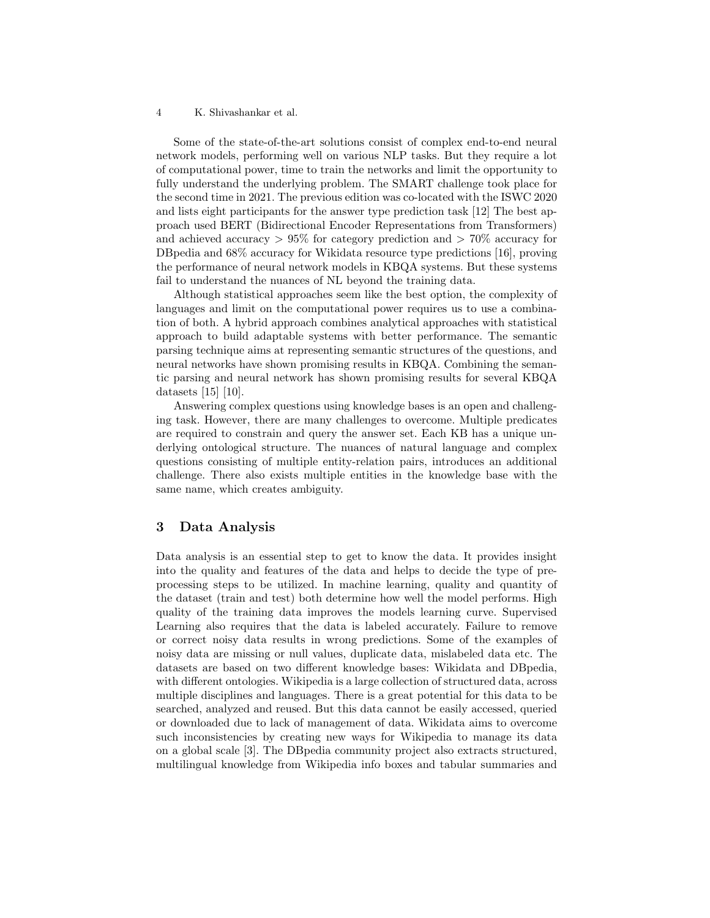Some of the state-of-the-art solutions consist of complex end-to-end neural network models, performing well on various NLP tasks. But they require a lot of computational power, time to train the networks and limit the opportunity to fully understand the underlying problem. The SMART challenge took place for the second time in 2021. The previous edition was co-located with the ISWC 2020 and lists eight participants for the answer type prediction task [12] The best approach used BERT (Bidirectional Encoder Representations from Transformers) and achieved accuracy $> 95\%$ for category prediction and $> 70\%$ accuracy for DBpedia and 68% accuracy for Wikidata resource type predictions [16], proving the performance of neural network models in KBQA systems. But these systems fail to understand the nuances of NL beyond the training data.

Although statistical approaches seem like the best option, the complexity of languages and limit on the computational power requires us to use a combination of both. A hybrid approach combines analytical approaches with statistical approach to build adaptable systems with better performance. The semantic parsing technique aims at representing semantic structures of the questions, and neural networks have shown promising results in KBQA. Combining the semantic parsing and neural network has shown promising results for several KBQA datasets [15] [10].

Answering complex questions using knowledge bases is an open and challenging task. However, there are many challenges to overcome. Multiple predicates are required to constrain and query the answer set. Each KB has a unique underlying ontological structure. The nuances of natural language and complex questions consisting of multiple entity-relation pairs, introduces an additional challenge. There also exists multiple entities in the knowledge base with the same name, which creates ambiguity.

## 3 Data Analysis

Data analysis is an essential step to get to know the data. It provides insight into the quality and features of the data and helps to decide the type of preprocessing steps to be utilized. In machine learning, quality and quantity of the dataset (train and test) both determine how well the model performs. High quality of the training data improves the models learning curve. Supervised Learning also requires that the data is labeled accurately. Failure to remove or correct noisy data results in wrong predictions. Some of the examples of noisy data are missing or null values, duplicate data, mislabeled data etc. The datasets are based on two different knowledge bases: Wikidata and DBpedia, with different ontologies. Wikipedia is a large collection of structured data, across multiple disciplines and languages. There is a great potential for this data to be searched, analyzed and reused. But this data cannot be easily accessed, queried or downloaded due to lack of management of data. Wikidata aims to overcome such inconsistencies by creating new ways for Wikipedia to manage its data on a global scale [3]. The DBpedia community project also extracts structured, multilingual knowledge from Wikipedia info boxes and tabular summaries and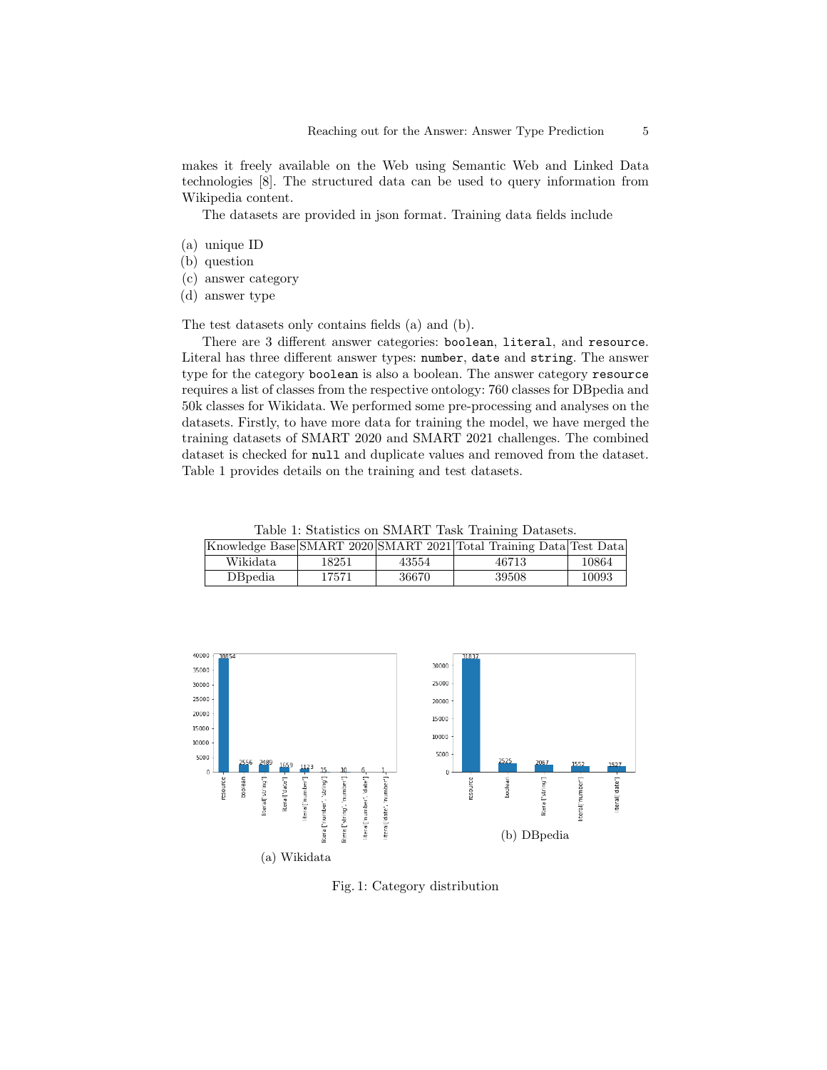makes it freely available on the Web using Semantic Web and Linked Data technologies [8]. The structured data can be used to query information from Wikipedia content.

The datasets are provided in json format. Training data fields include

(a) unique ID
(b) question
(c) answer category
(d) answer type

The test datasets only contains fields (a) and (b).

There are 3 different answer categories: `boolean`, `literal`, and `resource`. Literal has three different answer types: `number`, `date` and `string`. The answer type for the category `boolean` is also a boolean. The answer category `resource` requires a list of classes from the respective ontology: 760 classes for DBpedia and 50k classes for Wikidata. We performed some pre-processing and analyses on the datasets. Firstly, to have more data for training the model, we have merged the training datasets of SMART 2020 and SMART 2021 challenges. The combined dataset is checked for `null` and duplicate values and removed from the dataset. Table 1 provides details on the training and test datasets.

Table 1: Statistics on SMART Task Training Datasets.

| Knowledge Base | SMART 2020 | SMART 2021 | Total Training Data | Test Data |
|---|---|---|---|---|
| Wikidata | 18251 | 43554 | 46713 | 10864 |
| DBpedia | 17571 | 36670 | 39508 | 10093 |

(a) Wikidata

(b) DBpedia

Fig. 1: Category distribution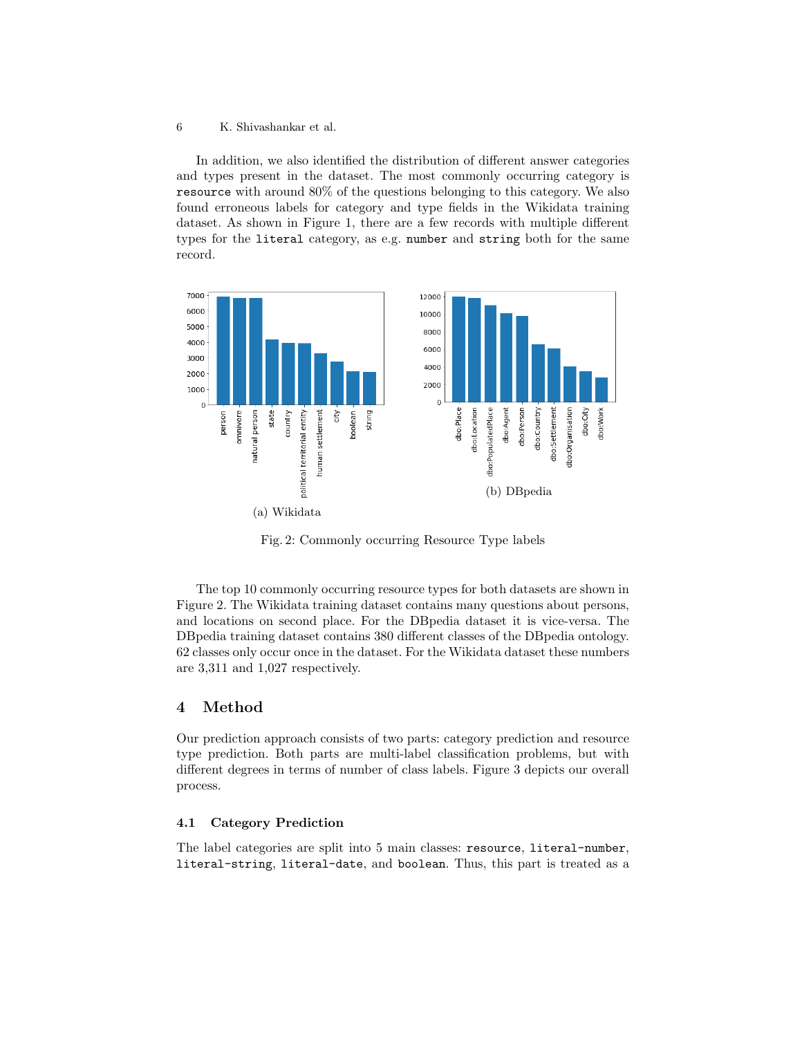In addition, we also identified the distribution of different answer categories and types present in the dataset. The most commonly occurring category is `resource` with around 80% of the questions belonging to this category. We also found erroneous labels for category and type fields in the Wikidata training dataset. As shown in Figure 1, there are a few records with multiple different types for the `literal` category, as e.g. `number` and `string` both for the same record.

(a) Wikidata

(b) DBpedia

Fig. 2: Commonly occurring Resource Type labels

The top 10 commonly occurring resource types for both datasets are shown in Figure 2. The Wikidata training dataset contains many questions about persons, and locations on second place. For the DBpedia dataset it is vice-versa. The DBpedia training dataset contains 380 different classes of the DBpedia ontology. 62 classes only occur once in the dataset. For the Wikidata dataset these numbers are 3,311 and 1,027 respectively.

## 4 Method

Our prediction approach consists of two parts: category prediction and resource type prediction. Both parts are multi-label classification problems, but with different degrees in terms of number of class labels. Figure 3 depicts our overall process.

### 4.1 Category Prediction

The label categories are split into 5 main classes: `resource`, `literal-number`, `literal-string`, `literal-date`, and `boolean`. Thus, this part is treated as a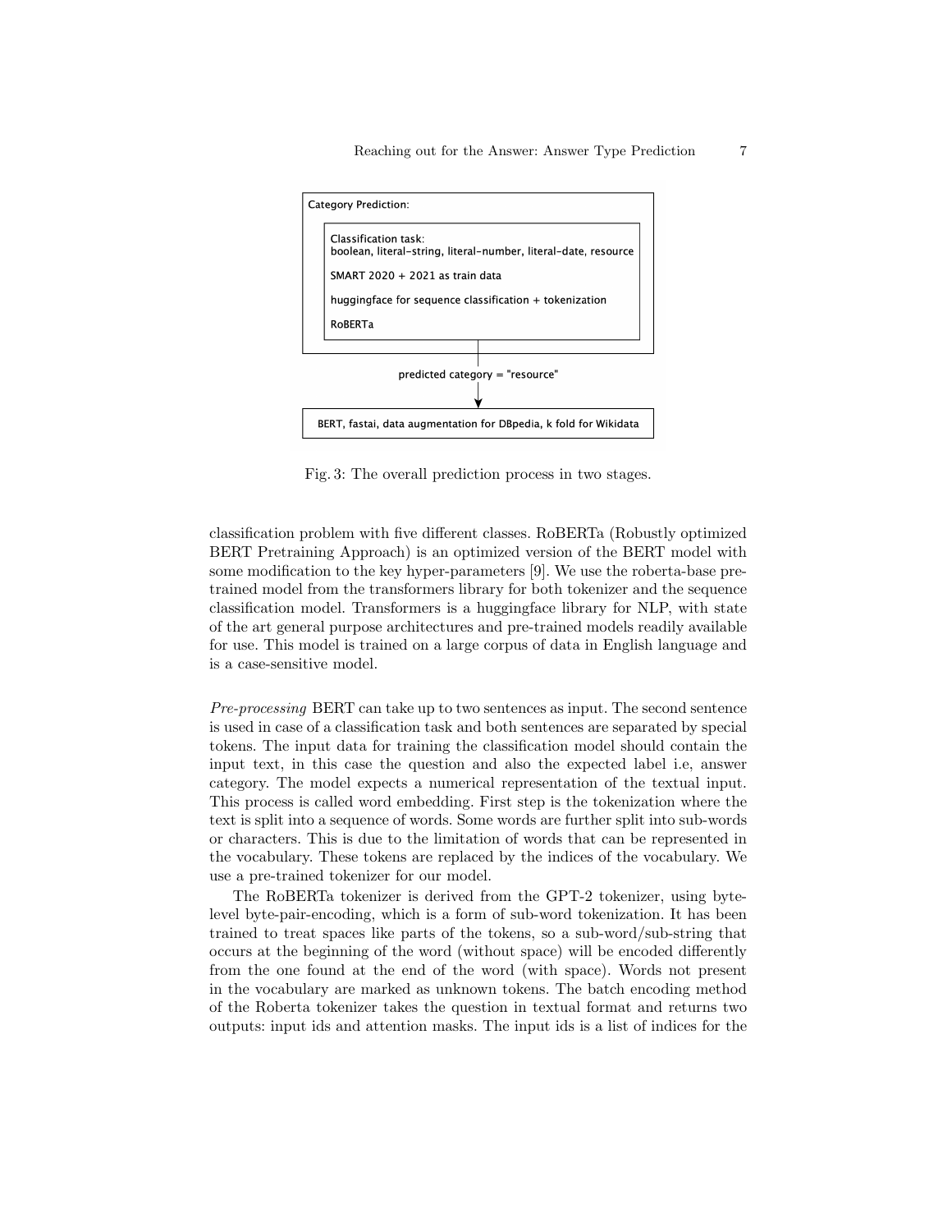Category Prediction:

Classification task:
boolean, literal-string, literal-number, literal-date, resource

SMART 2020 + 2021 as train data

huggingface for sequence classification + tokenization

RoBERTa

predicted category = "resource"

BERT, fastai, data augmentation for DBpedia, k fold for Wikidata

Fig. 3: The overall prediction process in two stages.

classification problem with five different classes. RoBERTa (Robustly optimized BERT Pretraining Approach) is an optimized version of the BERT model with some modification to the key hyper-parameters [9]. We use the roberta-base pre-trained model from the transformers library for both tokenizer and the sequence classification model. Transformers is a huggingface library for NLP, with state of the art general purpose architectures and pre-trained models readily available for use. This model is trained on a large corpus of data in English language and is a case-sensitive model.

*Pre-processing* BERT can take up to two sentences as input. The second sentence is used in case of a classification task and both sentences are separated by special tokens. The input data for training the classification model should contain the input text, in this case the question and also the expected label i.e, answer category. The model expects a numerical representation of the textual input. This process is called word embedding. First step is the tokenization where the text is split into a sequence of words. Some words are further split into sub-words or characters. This is due to the limitation of words that can be represented in the vocabulary. These tokens are replaced by the indices of the vocabulary. We use a pre-trained tokenizer for our model.

The RoBERTa tokenizer is derived from the GPT-2 tokenizer, using byte-level byte-pair-encoding, which is a form of sub-word tokenization. It has been trained to treat spaces like parts of the tokens, so a sub-word/sub-string that occurs at the beginning of the word (without space) will be encoded differently from the one found at the end of the word (with space). Words not present in the vocabulary are marked as unknown tokens. The batch encoding method of the Roberta tokenizer takes the question in textual format and returns two outputs: input ids and attention masks. The input ids is a list of indices for the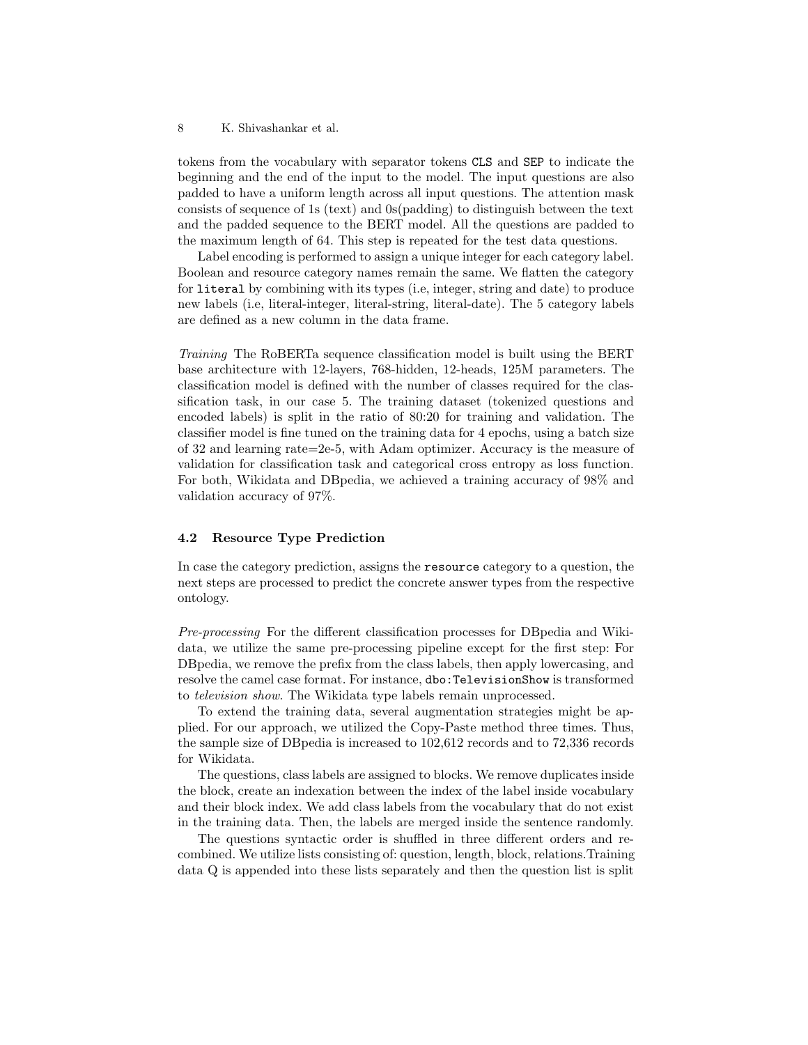tokens from the vocabulary with separator tokens `CLS` and `SEP` to indicate the beginning and the end of the input to the model. The input questions are also padded to have a uniform length across all input questions. The attention mask consists of sequence of 1s (text) and 0s(padding) to distinguish between the text and the padded sequence to the BERT model. All the questions are padded to the maximum length of 64. This step is repeated for the test data questions.

Label encoding is performed to assign a unique integer for each category label. Boolean and resource category names remain the same. We flatten the category for `literal` by combining with its types (i.e, integer, string and date) to produce new labels (i.e, literal-integer, literal-string, literal-date). The 5 category labels are defined as a new column in the data frame.

*Training* The RoBERTa sequence classification model is built using the BERT base architecture with 12-layers, 768-hidden, 12-heads, 125M parameters. The classification model is defined with the number of classes required for the classification task, in our case 5. The training dataset (tokenized questions and encoded labels) is split in the ratio of 80:20 for training and validation. The classifier model is fine tuned on the training data for 4 epochs, using a batch size of 32 and learning rate=2e-5, with Adam optimizer. Accuracy is the measure of validation for classification task and categorical cross entropy as loss function. For both, Wikidata and DBpedia, we achieved a training accuracy of 98% and validation accuracy of 97%.

### 4.2 Resource Type Prediction

In case the category prediction, assigns the `resource` category to a question, the next steps are processed to predict the concrete answer types from the respective ontology.

*Pre-processing* For the different classification processes for DBpedia and Wikidata, we utilize the same pre-processing pipeline except for the first step: For DBpedia, we remove the prefix from the class labels, then apply lowercasing, and resolve the camel case format. For instance, `dbo:TelevisionShow` is transformed to *television show*. The Wikidata type labels remain unprocessed.

To extend the training data, several augmentation strategies might be applied. For our approach, we utilized the Copy-Paste method three times. Thus, the sample size of DBpedia is increased to 102,612 records and to 72,336 records for Wikidata.

The questions, class labels are assigned to blocks. We remove duplicates inside the block, create an indexation between the index of the label inside vocabulary and their block index. We add class labels from the vocabulary that do not exist in the training data. Then, the labels are merged inside the sentence randomly.

The questions syntactic order is shuffled in three different orders and recombined. We utilize lists consisting of: question, length, block, relations.Training data Q is appended into these lists separately and then the question list is split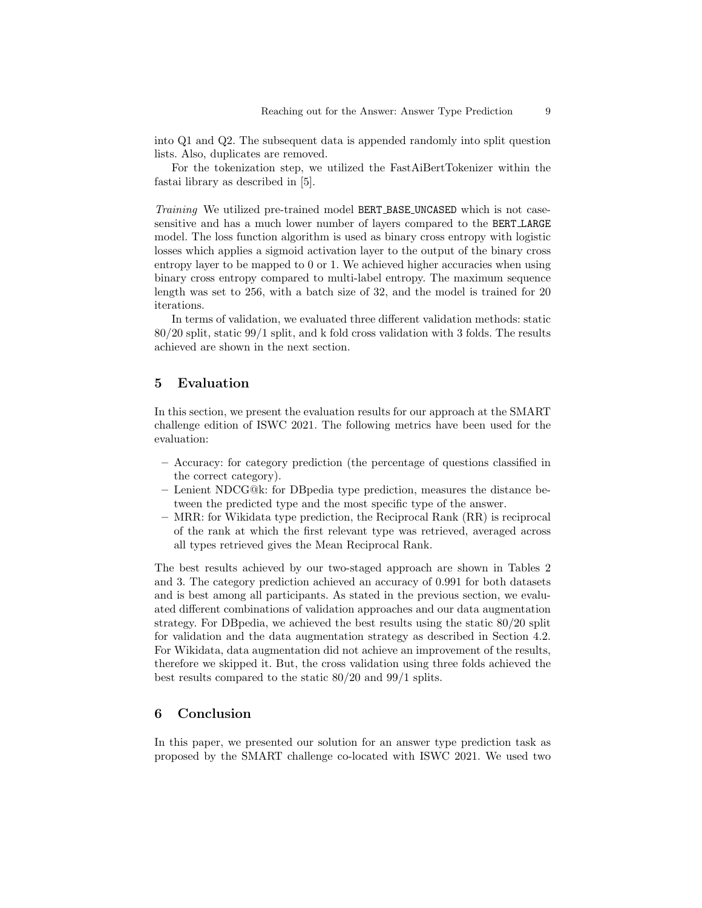into Q1 and Q2. The subsequent data is appended randomly into split question lists. Also, duplicates are removed.

For the tokenization step, we utilized the FastAiBertTokenizer within the fastai library as described in [5].

*Training* We utilized pre-trained model `BERT_BASE_UNCASED` which is not case-sensitive and has a much lower number of layers compared to the `BERT_LARGE` model. The loss function algorithm is used as binary cross entropy with logistic losses which applies a sigmoid activation layer to the output of the binary cross entropy layer to be mapped to 0 or 1. We achieved higher accuracies when using binary cross entropy compared to multi-label entropy. The maximum sequence length was set to 256, with a batch size of 32, and the model is trained for 20 iterations.

In terms of validation, we evaluated three different validation methods: static 80/20 split, static 99/1 split, and k fold cross validation with 3 folds. The results achieved are shown in the next section.

## 5 Evaluation

In this section, we present the evaluation results for our approach at the SMART challenge edition of ISWC 2021. The following metrics have been used for the evaluation:

- Accuracy: for category prediction (the percentage of questions classified in the correct category).
- Lenient NDCG@k: for DBpedia type prediction, measures the distance between the predicted type and the most specific type of the answer.
- MRR: for Wikidata type prediction, the Reciprocal Rank (RR) is reciprocal of the rank at which the first relevant type was retrieved, averaged across all types retrieved gives the Mean Reciprocal Rank.

The best results achieved by our two-staged approach are shown in Tables 2 and 3. The category prediction achieved an accuracy of 0.991 for both datasets and is best among all participants. As stated in the previous section, we evaluated different combinations of validation approaches and our data augmentation strategy. For DBpedia, we achieved the best results using the static 80/20 split for validation and the data augmentation strategy as described in Section 4.2. For Wikidata, data augmentation did not achieve an improvement of the results, therefore we skipped it. But, the cross validation using three folds achieved the best results compared to the static 80/20 and 99/1 splits.

## 6 Conclusion

In this paper, we presented our solution for an answer type prediction task as proposed by the SMART challenge co-located with ISWC 2021. We used two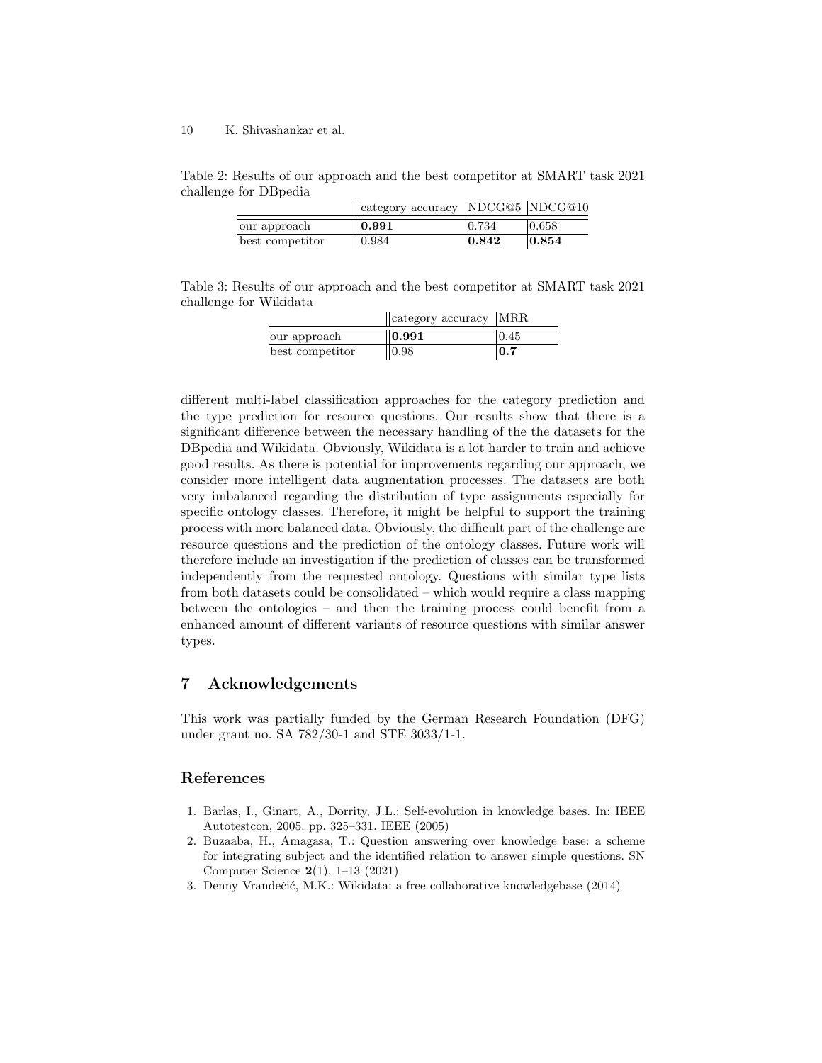Table 2: Results of our approach and the best competitor at SMART task 2021 challenge for DBpedia

| | category accuracy | NDCG@5 | NDCG@10 |
| --- | --- | --- | --- |
| our approach | **0.991** | 0.734 | 0.658 |
| best competitor | 0.984 | **0.842** | **0.854** |

Table 3: Results of our approach and the best competitor at SMART task 2021 challenge for Wikidata

| | category accuracy | MRR |
| --- | --- | --- |
| our approach | **0.991** | 0.45 |
| best competitor | 0.98 | **0.7** |

different multi-label classification approaches for the category prediction and the type prediction for resource questions. Our results show that there is a significant difference between the necessary handling of the the datasets for the DBpedia and Wikidata. Obviously, Wikidata is a lot harder to train and achieve good results. As there is potential for improvements regarding our approach, we consider more intelligent data augmentation processes. The datasets are both very imbalanced regarding the distribution of type assignments especially for specific ontology classes. Therefore, it might be helpful to support the training process with more balanced data. Obviously, the difficult part of the challenge are resource questions and the prediction of the ontology classes. Future work will therefore include an investigation if the prediction of classes can be transformed independently from the requested ontology. Questions with similar type lists from both datasets could be consolidated – which would require a class mapping between the ontologies – and then the training process could benefit from a enhanced amount of different variants of resource questions with similar answer types.

## 7 Acknowledgements

This work was partially funded by the German Research Foundation (DFG) under grant no. SA 782/30-1 and STE 3033/1-1.

## References

1. Barlas, I., Ginart, A., Dorrity, J.L.: Self-evolution in knowledge bases. In: IEEE Autotestcon, 2005. pp. 325–331. IEEE (2005)
2. Buzaaba, H., Amagasa, T.: Question answering over knowledge base: a scheme for integrating subject and the identified relation to answer simple questions. SN Computer Science **2**(1), 1–13 (2021)
3. Denny Vrandečić, M.K.: Wikidata: a free collaborative knowledgebase (2014)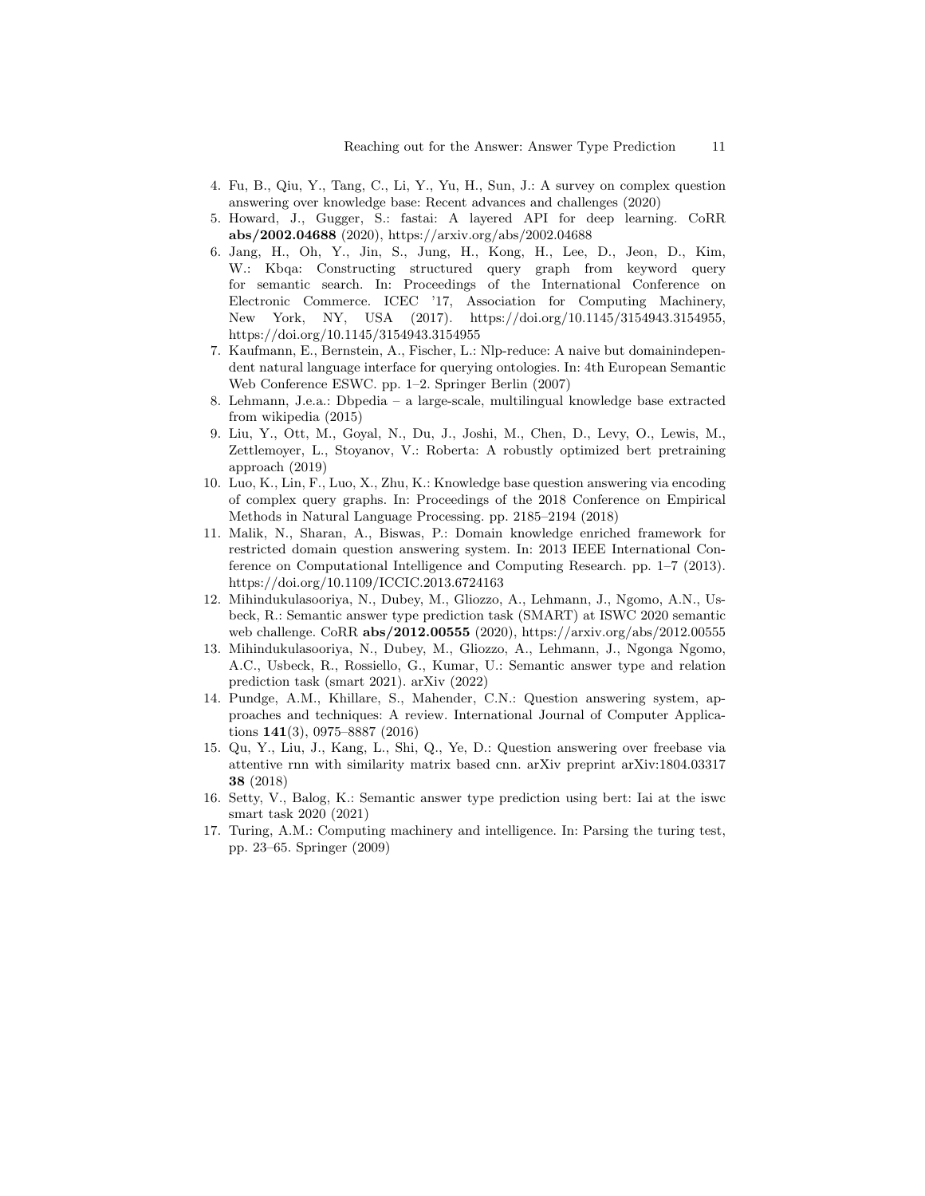4. Fu, B., Qiu, Y., Tang, C., Li, Y., Yu, H., Sun, J.: A survey on complex question answering over knowledge base: Recent advances and challenges (2020)
5. Howard, J., Gugger, S.: fastai: A layered API for deep learning. CoRR **abs/2002.04688** (2020), https://arxiv.org/abs/2002.04688
6. Jang, H., Oh, Y., Jin, S., Jung, H., Kong, H., Lee, D., Jeon, D., Kim, W.: Kbqa: Constructing structured query graph from keyword query for semantic search. In: Proceedings of the International Conference on Electronic Commerce. ICEC '17, Association for Computing Machinery, New York, NY, USA (2017). https://doi.org/10.1145/3154943.3154955, https://doi.org/10.1145/3154943.3154955
7. Kaufmann, E., Bernstein, A., Fischer, L.: Nlp-reduce: A naive but domainindependent natural language interface for querying ontologies. In: 4th European Semantic Web Conference ESWC. pp. 1–2. Springer Berlin (2007)
8. Lehmann, J.e.a.: Dbpedia – a large-scale, multilingual knowledge base extracted from wikipedia (2015)
9. Liu, Y., Ott, M., Goyal, N., Du, J., Joshi, M., Chen, D., Levy, O., Lewis, M., Zettlemoyer, L., Stoyanov, V.: Roberta: A robustly optimized bert pretraining approach (2019)
10. Luo, K., Lin, F., Luo, X., Zhu, K.: Knowledge base question answering via encoding of complex query graphs. In: Proceedings of the 2018 Conference on Empirical Methods in Natural Language Processing. pp. 2185–2194 (2018)
11. Malik, N., Sharan, A., Biswas, P.: Domain knowledge enriched framework for restricted domain question answering system. In: 2013 IEEE International Conference on Computational Intelligence and Computing Research. pp. 1–7 (2013). https://doi.org/10.1109/ICCIC.2013.6724163
12. Mihindukulasooriya, N., Dubey, M., Gliozzo, A., Lehmann, J., Ngomo, A.N., Usbeck, R.: Semantic answer type prediction task (SMART) at ISWC 2020 semantic web challenge. CoRR **abs/2012.00555** (2020), https://arxiv.org/abs/2012.00555
13. Mihindukulasooriya, N., Dubey, M., Gliozzo, A., Lehmann, J., Ngonga Ngomo, A.C., Usbeck, R., Rossiello, G., Kumar, U.: Semantic answer type and relation prediction task (smart 2021). arXiv (2022)
14. Pundge, A.M., Khillare, S., Mahender, C.N.: Question answering system, approaches and techniques: A review. International Journal of Computer Applications **141**(3), 0975–8887 (2016)
15. Qu, Y., Liu, J., Kang, L., Shi, Q., Ye, D.: Question answering over freebase via attentive rnn with similarity matrix based cnn. arXiv preprint arXiv:1804.03317 **38** (2018)
16. Setty, V., Balog, K.: Semantic answer type prediction using bert: Iai at the iswc smart task 2020 (2021)
17. Turing, A.M.: Computing machinery and intelligence. In: Parsing the turing test, pp. 23–65. Springer (2009)